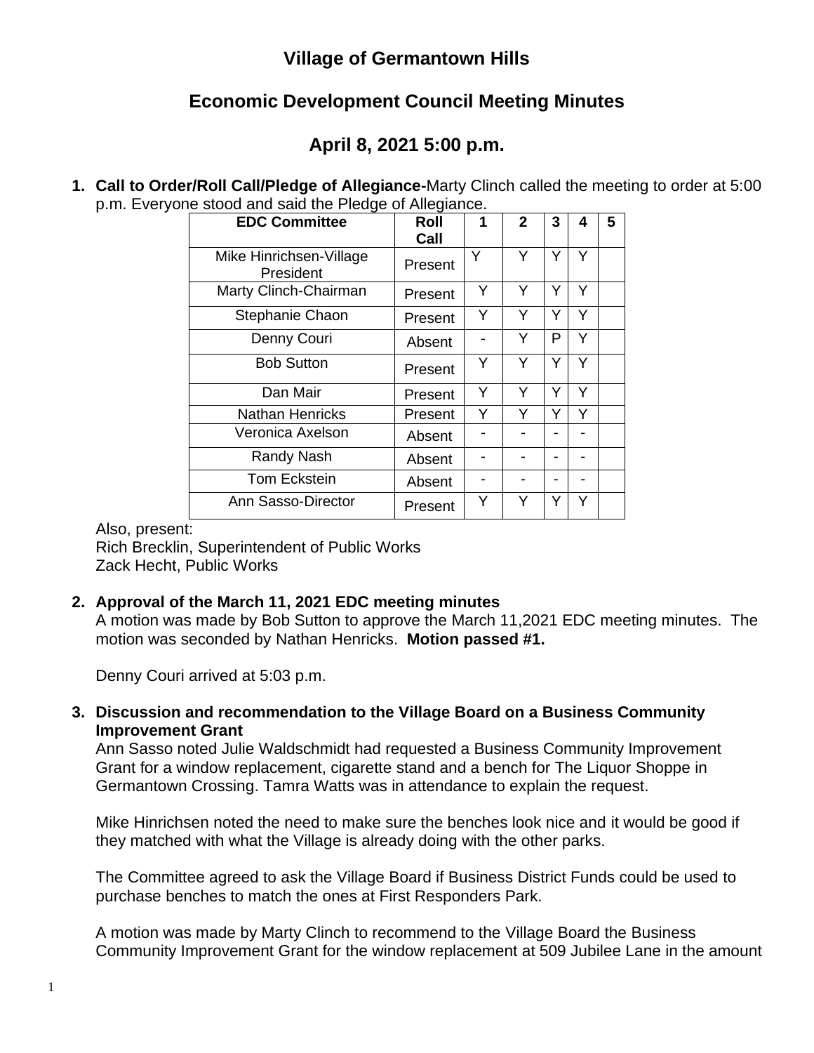# Village of Germantown Hills

## Economic Development Council Meeting Minutes

## April 8, 2021 5:00 p.m.

1. **Call to Order/Roll Call/Pledge of Allegiance-**Marty Clinch called the meeting to order at 5:00 p.m. Everyone stood and said the Pledge of Allegiance.

| EDC Committee | Roll Call | 1 | 2 | 3 | 4 | 5 |
|---|---|---|---|---|---|---|
| Mike Hinrichsen-Village President | Present | Y | Y | Y | Y | |
| Marty Clinch-Chairman | Present | Y | Y | Y | Y | |
| Stephanie Chaon | Present | Y | Y | Y | Y | |
| Denny Couri | Absent | - | Y | P | Y | |
| Bob Sutton | Present | Y | Y | Y | Y | |
| Dan Mair | Present | Y | Y | Y | Y | |
| Nathan Henricks | Present | Y | Y | Y | Y | |
| Veronica Axelson | Absent | - | - | - | - | |
| Randy Nash | Absent | - | - | - | - | |
| Tom Eckstein | Absent | - | - | - | - | |
| Ann Sasso-Director | Present | Y | Y | Y | Y | |

Also, present:
Rich Brecklin, Superintendent of Public Works
Zack Hecht, Public Works

2. **Approval of the March 11, 2021 EDC meeting minutes**
A motion was made by Bob Sutton to approve the March 11,2021 EDC meeting minutes. The motion was seconded by Nathan Henricks. **Motion passed #1.**

Denny Couri arrived at 5:03 p.m.

3. **Discussion and recommendation to the Village Board on a Business Community Improvement Grant**
Ann Sasso noted Julie Waldschmidt had requested a Business Community Improvement Grant for a window replacement, cigarette stand and a bench for The Liquor Shoppe in Germantown Crossing. Tamra Watts was in attendance to explain the request.

Mike Hinrichsen noted the need to make sure the benches look nice and it would be good if they matched with what the Village is already doing with the other parks.

The Committee agreed to ask the Village Board if Business District Funds could be used to purchase benches to match the ones at First Responders Park.

A motion was made by Marty Clinch to recommend to the Village Board the Business Community Improvement Grant for the window replacement at 509 Jubilee Lane in the amount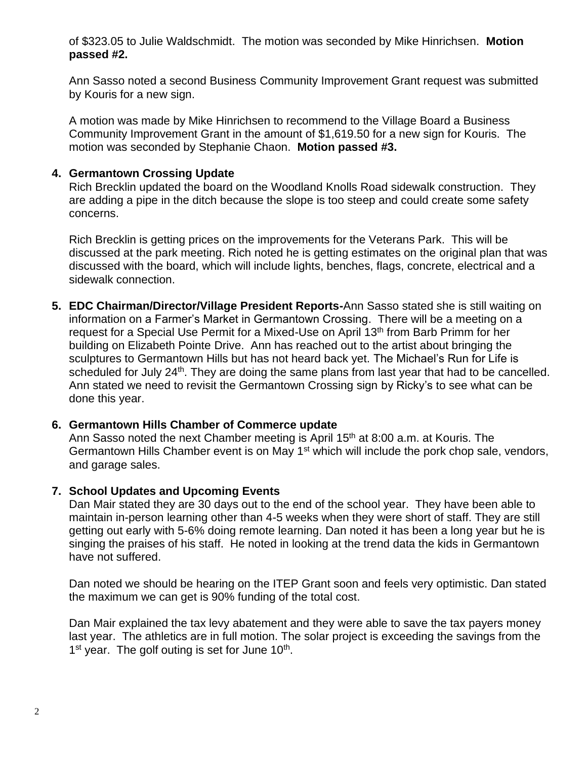of $323.05 to Julie Waldschmidt. The motion was seconded by Mike Hinrichsen. **Motion passed #2.**

Ann Sasso noted a second Business Community Improvement Grant request was submitted by Kouris for a new sign.

A motion was made by Mike Hinrichsen to recommend to the Village Board a Business Community Improvement Grant in the amount of $1,619.50 for a new sign for Kouris. The motion was seconded by Stephanie Chaon. **Motion passed #3.**

**4. Germantown Crossing Update**

Rich Brecklin updated the board on the Woodland Knolls Road sidewalk construction. They are adding a pipe in the ditch because the slope is too steep and could create some safety concerns.

Rich Brecklin is getting prices on the improvements for the Veterans Park. This will be discussed at the park meeting. Rich noted he is getting estimates on the original plan that was discussed with the board, which will include lights, benches, flags, concrete, electrical and a sidewalk connection.

**5. EDC Chairman/Director/Village President Reports-**Ann Sasso stated she is still waiting on information on a Farmer's Market in Germantown Crossing. There will be a meeting on a request for a Special Use Permit for a Mixed-Use on April 13th from Barb Primm for her building on Elizabeth Pointe Drive. Ann has reached out to the artist about bringing the sculptures to Germantown Hills but has not heard back yet. The Michael's Run for Life is scheduled for July 24th. They are doing the same plans from last year that had to be cancelled. Ann stated we need to revisit the Germantown Crossing sign by Ricky's to see what can be done this year.

**6. Germantown Hills Chamber of Commerce update**

Ann Sasso noted the next Chamber meeting is April 15th at 8:00 a.m. at Kouris. The Germantown Hills Chamber event is on May 1st which will include the pork chop sale, vendors, and garage sales.

**7. School Updates and Upcoming Events**

Dan Mair stated they are 30 days out to the end of the school year. They have been able to maintain in-person learning other than 4-5 weeks when they were short of staff. They are still getting out early with 5-6% doing remote learning. Dan noted it has been a long year but he is singing the praises of his staff. He noted in looking at the trend data the kids in Germantown have not suffered.

Dan noted we should be hearing on the ITEP Grant soon and feels very optimistic. Dan stated the maximum we can get is 90% funding of the total cost.

Dan Mair explained the tax levy abatement and they were able to save the tax payers money last year. The athletics are in full motion. The solar project is exceeding the savings from the 1st year. The golf outing is set for June 10th.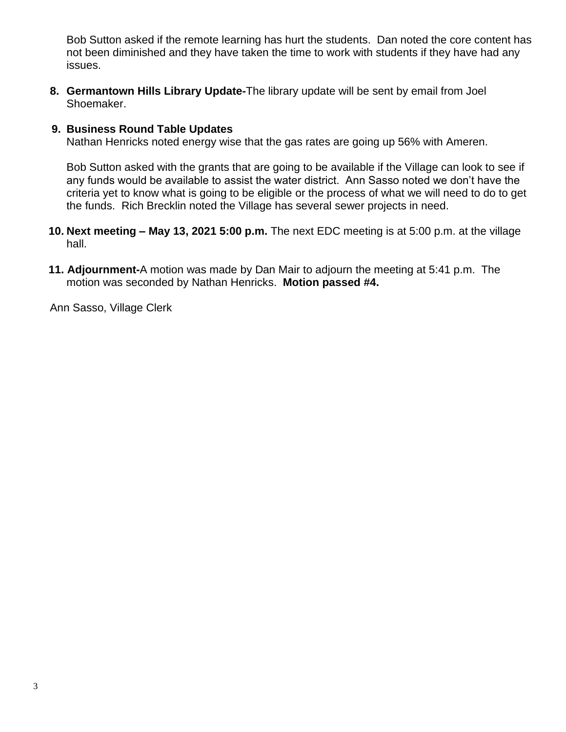Bob Sutton asked if the remote learning has hurt the students. Dan noted the core content has not been diminished and they have taken the time to work with students if they have had any issues.

8. **Germantown Hills Library Update-**The library update will be sent by email from Joel Shoemaker.

9. **Business Round Table Updates**
   Nathan Henricks noted energy wise that the gas rates are going up 56% with Ameren.

   Bob Sutton asked with the grants that are going to be available if the Village can look to see if any funds would be available to assist the water district. Ann Sasso noted we don't have the criteria yet to know what is going to be eligible or the process of what we will need to do to get the funds. Rich Brecklin noted the Village has several sewer projects in need.

10. **Next meeting – May 13, 2021 5:00 p.m.** The next EDC meeting is at 5:00 p.m. at the village hall.

11. **Adjournment-**A motion was made by Dan Mair to adjourn the meeting at 5:41 p.m. The motion was seconded by Nathan Henricks. **Motion passed #4.**

Ann Sasso, Village Clerk